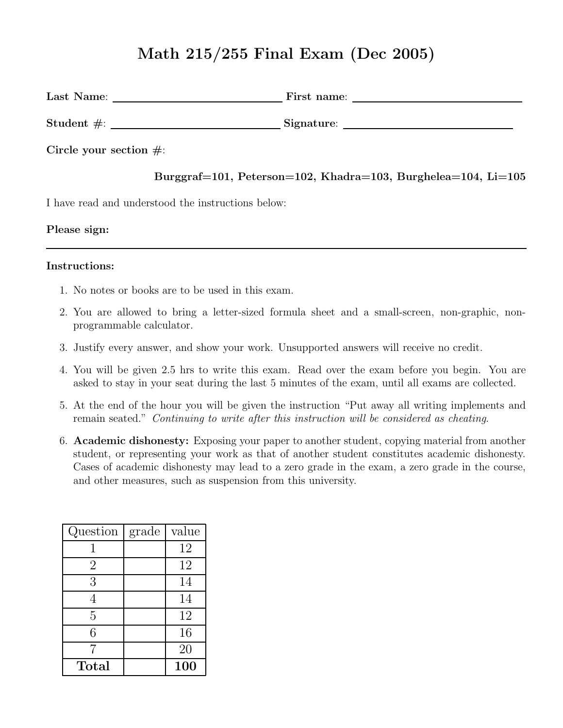# Math 215/255 Final Exam (Dec 2005)

**Last Name**: ______________________________ **First name**: ______________________________

**Student #**: ______________________________ **Signature**: ______________________________

**Circle your section #**:

**Burggraf=101, Peterson=102, Khadra=103, Burghelea=104, Li=105**

I have read and understood the instructions below:

**Please sign:**

---

**Instructions:**

1. No notes or books are to be used in this exam.
2. You are allowed to bring a letter-sized formula sheet and a small-screen, non-graphic, non-programmable calculator.
3. Justify every answer, and show your work. Unsupported answers will receive no credit.
4. You will be given 2.5 hrs to write this exam. Read over the exam before you begin. You are asked to stay in your seat during the last 5 minutes of the exam, until all exams are collected.
5. At the end of the hour you will be given the instruction "Put away all writing implements and remain seated." *Continuing to write after this instruction will be considered as cheating.*
6. **Academic dishonesty:** Exposing your paper to another student, copying material from another student, or representing your work as that of another student constitutes academic dishonesty. Cases of academic dishonesty may lead to a zero grade in the exam, a zero grade in the course, and other measures, such as suspension from this university.

| Question | grade | value |
|---|---|---|
| 1 | | 12 |
| 2 | | 12 |
| 3 | | 14 |
| 4 | | 14 |
| 5 | | 12 |
| 6 | | 16 |
| 7 | | 20 |
| **Total** | | **100** |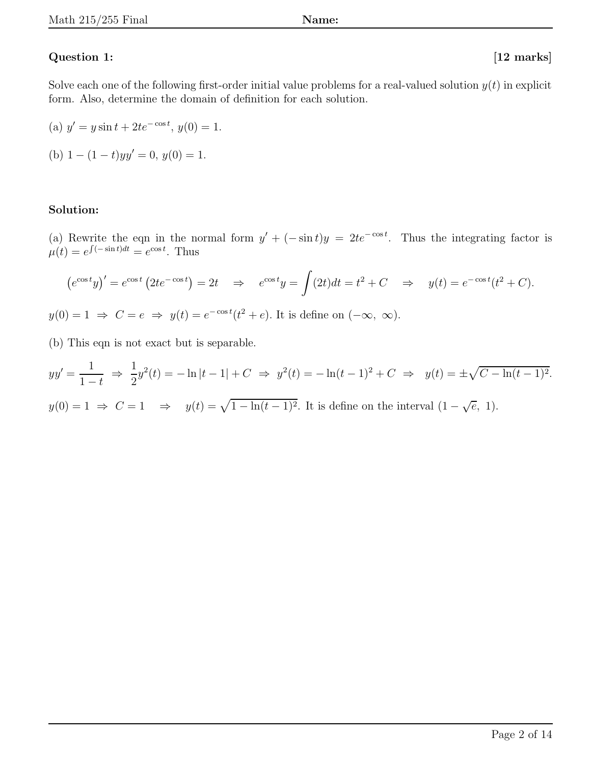**Question 1:** **[12 marks]**

Solve each one of the following first-order initial value problems for a real-valued solution $y(t)$ in explicit form. Also, determine the domain of definition for each solution.

(a) $y' = y \sin t + 2te^{-\cos t}$, $y(0) = 1$.

(b) $1 - (1-t)yy' = 0$, $y(0) = 1$.

**Solution:**

(a) Rewrite the eqn in the normal form $y' + (-\sin t)y = 2te^{-\cos t}$. Thus the integrating factor is $\mu(t) = e^{\int(-\sin t)dt} = e^{\cos t}$. Thus

$$\left(e^{\cos t}y\right)' = e^{\cos t}\left(2te^{-\cos t}\right) = 2t \quad \Rightarrow \quad e^{\cos t}y = \int(2t)dt = t^2 + C \quad \Rightarrow \quad y(t) = e^{-\cos t}(t^2 + C).$$

$y(0) = 1 \;\Rightarrow\; C = e \;\Rightarrow\; y(t) = e^{-\cos t}(t^2 + e)$. It is define on $(-\infty,\ \infty)$.

(b) This eqn is not exact but is separable.

$$yy' = \frac{1}{1-t} \;\Rightarrow\; \frac{1}{2}y^2(t) = -\ln|t-1| + C \;\Rightarrow\; y^2(t) = -\ln(t-1)^2 + C \;\Rightarrow\; y(t) = \pm\sqrt{C - \ln(t-1)^2}.$$

$y(0) = 1 \;\Rightarrow\; C = 1 \quad \Rightarrow \quad y(t) = \sqrt{1 - \ln(t-1)^2}$. It is define on the interval $(1-\sqrt{e},\ 1)$.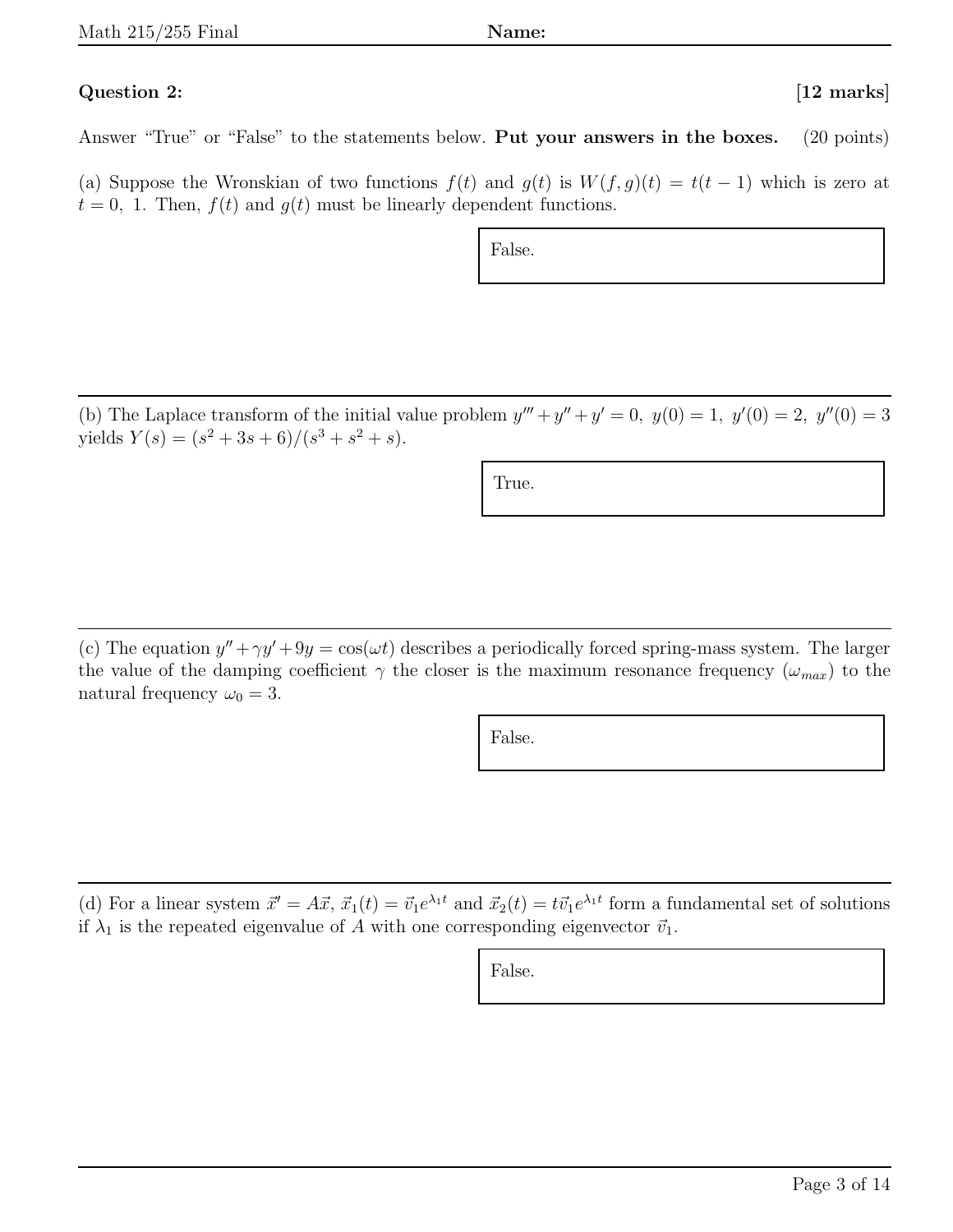**Question 2:** **[12 marks]**

Answer "True" or "False" to the statements below. **Put your answers in the boxes.** (20 points)

(a) Suppose the Wronskian of two functions $f(t)$ and $g(t)$ is $W(f, g)(t) = t(t-1)$ which is zero at $t = 0,\ 1$. Then, $f(t)$ and $g(t)$ must be linearly dependent functions.

False.

---

(b) The Laplace transform of the initial value problem $y''' + y'' + y' = 0,\ y(0) = 1,\ y'(0) = 2,\ y''(0) = 3$ yields $Y(s) = (s^2 + 3s + 6)/(s^3 + s^2 + s)$.

True.

---

(c) The equation $y'' + \gamma y' + 9y = \cos(\omega t)$ describes a periodically forced spring-mass system. The larger the value of the damping coefficient $\gamma$ the closer is the maximum resonance frequency ($\omega_{max}$) to the natural frequency $\omega_0 = 3$.

False.

---

(d) For a linear system $\vec{x}' = A\vec{x}$, $\vec{x}_1(t) = \vec{v}_1 e^{\lambda_1 t}$ and $\vec{x}_2(t) = t\vec{v}_1 e^{\lambda_1 t}$ form a fundamental set of solutions if $\lambda_1$ is the repeated eigenvalue of $A$ with one corresponding eigenvector $\vec{v}_1$.

False.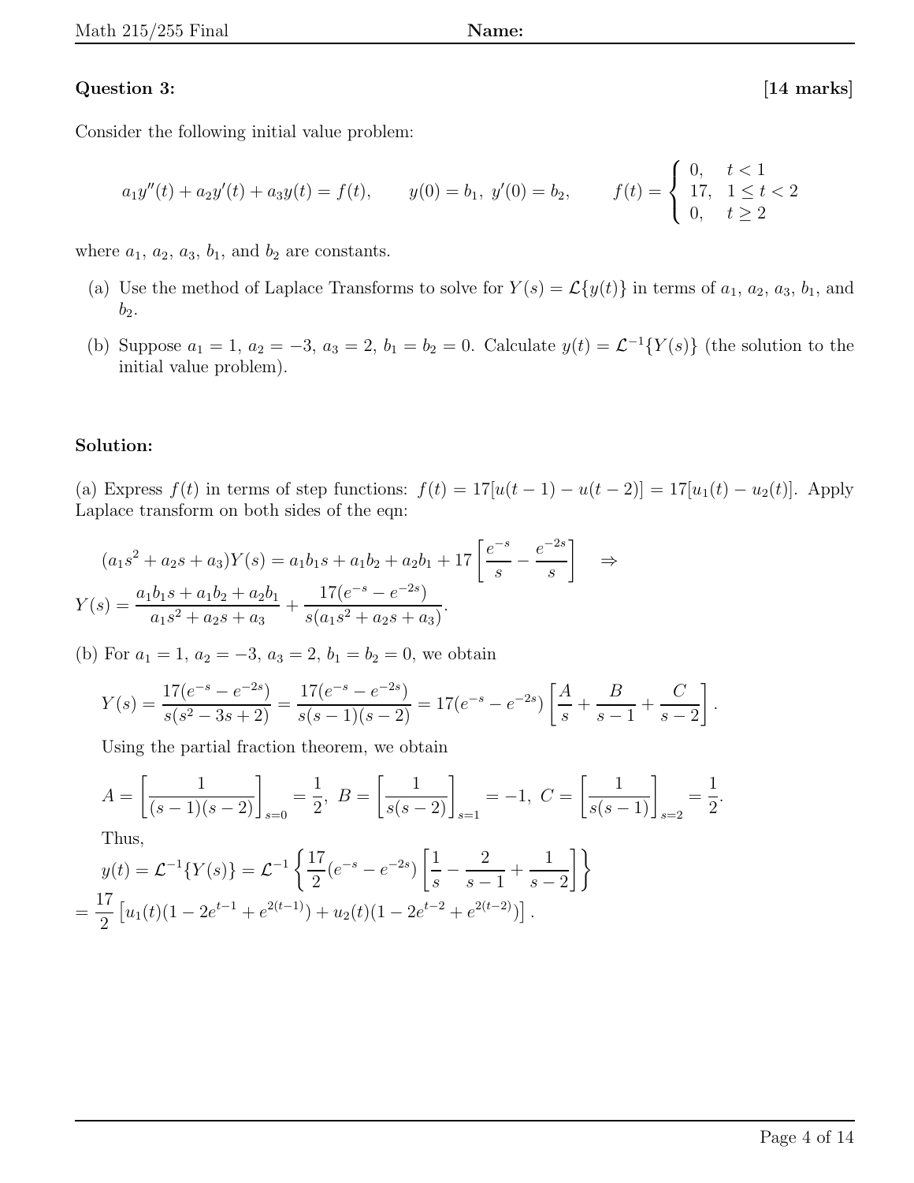**Question 3:** **[14 marks]**

Consider the following initial value problem:

$$a_1 y''(t) + a_2 y'(t) + a_3 y(t) = f(t), \qquad y(0) = b_1,\ y'(0) = b_2, \qquad f(t) = \begin{cases} 0, & t < 1 \\ 17, & 1 \leq t < 2 \\ 0, & t \geq 2 \end{cases}$$

where $a_1$, $a_2$, $a_3$, $b_1$, and $b_2$ are constants.

(a) Use the method of Laplace Transforms to solve for $Y(s) = \mathcal{L}\{y(t)\}$ in terms of $a_1$, $a_2$, $a_3$, $b_1$, and $b_2$.

(b) Suppose $a_1 = 1$, $a_2 = -3$, $a_3 = 2$, $b_1 = b_2 = 0$. Calculate $y(t) = \mathcal{L}^{-1}\{Y(s)\}$ (the solution to the initial value problem).

**Solution:**

(a) Express $f(t)$ in terms of step functions: $f(t) = 17[u(t-1) - u(t-2)] = 17[u_1(t) - u_2(t)]$. Apply Laplace transform on both sides of the eqn:

$$(a_1 s^2 + a_2 s + a_3)Y(s) = a_1 b_1 s + a_1 b_2 + a_2 b_1 + 17\left[\frac{e^{-s}}{s} - \frac{e^{-2s}}{s}\right] \quad \Rightarrow$$

$$Y(s) = \frac{a_1 b_1 s + a_1 b_2 + a_2 b_1}{a_1 s^2 + a_2 s + a_3} + \frac{17(e^{-s} - e^{-2s})}{s(a_1 s^2 + a_2 s + a_3)}.$$

(b) For $a_1 = 1$, $a_2 = -3$, $a_3 = 2$, $b_1 = b_2 = 0$, we obtain

$$Y(s) = \frac{17(e^{-s} - e^{-2s})}{s(s^2 - 3s + 2)} = \frac{17(e^{-s} - e^{-2s})}{s(s-1)(s-2)} = 17(e^{-s} - e^{-2s})\left[\frac{A}{s} + \frac{B}{s-1} + \frac{C}{s-2}\right].$$

Using the partial fraction theorem, we obtain

$$A = \left[\frac{1}{(s-1)(s-2)}\right]_{s=0} = \frac{1}{2},\ B = \left[\frac{1}{s(s-2)}\right]_{s=1} = -1,\ C = \left[\frac{1}{s(s-1)}\right]_{s=2} = \frac{1}{2}.$$

Thus,

$$y(t) = \mathcal{L}^{-1}\{Y(s)\} = \mathcal{L}^{-1}\left\{\frac{17}{2}(e^{-s} - e^{-2s})\left[\frac{1}{s} - \frac{2}{s-1} + \frac{1}{s-2}\right]\right\}$$

$$= \frac{17}{2}\left[u_1(t)(1 - 2e^{t-1} + e^{2(t-1)}) + u_2(t)(1 - 2e^{t-2} + e^{2(t-2)})\right].$$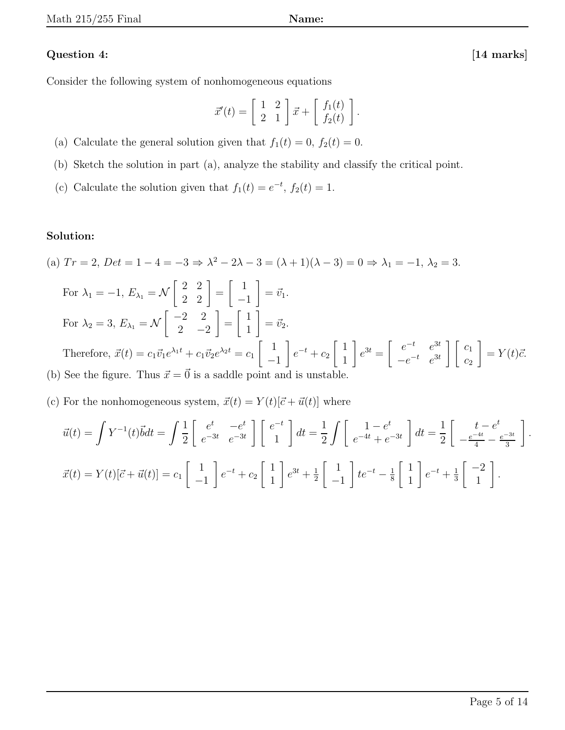**Question 4:** **[14 marks]**

Consider the following system of nonhomogeneous equations

$$\vec{x}'(t) = \begin{bmatrix} 1 & 2 \\ 2 & 1 \end{bmatrix} \vec{x} + \begin{bmatrix} f_1(t) \\ f_2(t) \end{bmatrix}.$$

(a) Calculate the general solution given that $f_1(t) = 0$, $f_2(t) = 0$.

(b) Sketch the solution in part (a), analyze the stability and classify the critical point.

(c) Calculate the solution given that $f_1(t) = e^{-t}$, $f_2(t) = 1$.

**Solution:**

(a) $Tr = 2$, $Det = 1 - 4 = -3 \Rightarrow \lambda^2 - 2\lambda - 3 = (\lambda + 1)(\lambda - 3) = 0 \Rightarrow \lambda_1 = -1$, $\lambda_2 = 3$.

For $\lambda_1 = -1$, $E_{\lambda_1} = \mathcal{N}\begin{bmatrix} 2 & 2 \\ 2 & 2 \end{bmatrix} = \begin{bmatrix} 1 \\ -1 \end{bmatrix} = \vec{v}_1$.

For $\lambda_2 = 3$, $E_{\lambda_1} = \mathcal{N}\begin{bmatrix} -2 & 2 \\ 2 & -2 \end{bmatrix} = \begin{bmatrix} 1 \\ 1 \end{bmatrix} = \vec{v}_2$.

Therefore, $\vec{x}(t) = c_1\vec{v}_1 e^{\lambda_1 t} + c_1\vec{v}_2 e^{\lambda_2 t} = c_1\begin{bmatrix} 1 \\ -1 \end{bmatrix} e^{-t} + c_2\begin{bmatrix} 1 \\ 1 \end{bmatrix} e^{3t} = \begin{bmatrix} e^{-t} & e^{3t} \\ -e^{-t} & e^{3t} \end{bmatrix}\begin{bmatrix} c_1 \\ c_2 \end{bmatrix} = Y(t)\vec{c}.$

(b) See the figure. Thus $\vec{x} = \vec{0}$ is a saddle point and is unstable.

(c) For the nonhomogeneous system, $\vec{x}(t) = Y(t)[\vec{c} + \vec{u}(t)]$ where

$$\vec{u}(t) = \int Y^{-1}(t)\vec{b}dt = \int \frac{1}{2}\begin{bmatrix} e^{t} & -e^{t} \\ e^{-3t} & e^{-3t} \end{bmatrix}\begin{bmatrix} e^{-t} \\ 1 \end{bmatrix} dt = \frac{1}{2}\int \begin{bmatrix} 1 - e^{t} \\ e^{-4t} + e^{-3t} \end{bmatrix} dt = \frac{1}{2}\begin{bmatrix} t - e^{t} \\ -\frac{e^{-4t}}{4} - \frac{e^{-3t}}{3} \end{bmatrix}.$$

$$\vec{x}(t) = Y(t)[\vec{c} + \vec{u}(t)] = c_1\begin{bmatrix} 1 \\ -1 \end{bmatrix} e^{-t} + c_2\begin{bmatrix} 1 \\ 1 \end{bmatrix} e^{3t} + \tfrac{1}{2}\begin{bmatrix} 1 \\ -1 \end{bmatrix} te^{-t} - \tfrac{1}{8}\begin{bmatrix} 1 \\ 1 \end{bmatrix} e^{-t} + \tfrac{1}{3}\begin{bmatrix} -2 \\ 1 \end{bmatrix}.$$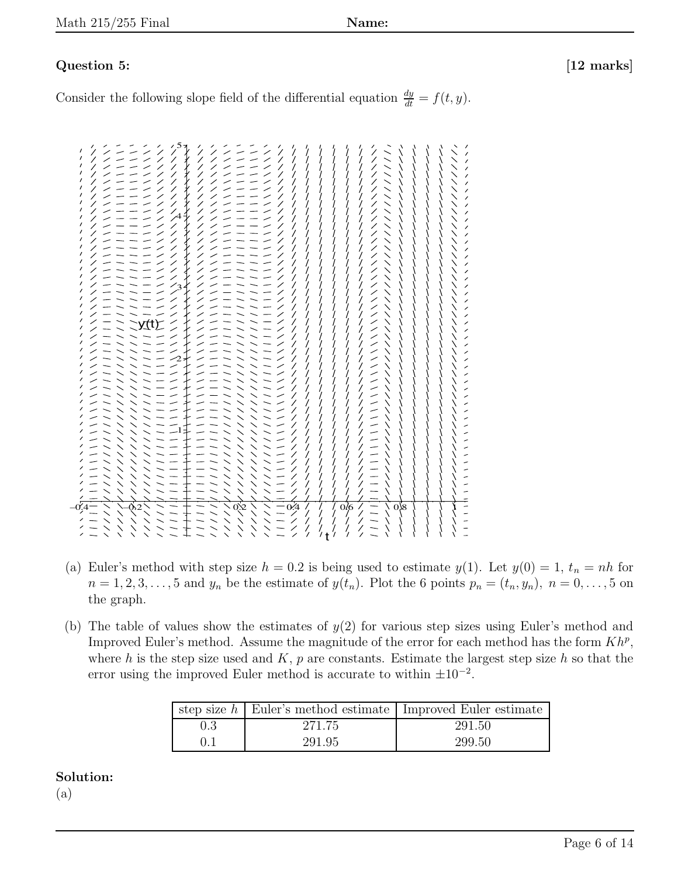**Question 5:** **[12 marks]**

Consider the following slope field of the differential equation $\frac{dy}{dt} = f(t, y)$.

(a) Euler's method with step size $h = 0.2$ is being used to estimate $y(1)$. Let $y(0) = 1$, $t_n = nh$ for $n = 1, 2, 3, \ldots, 5$ and $y_n$ be the estimate of $y(t_n)$. Plot the 6 points $p_n = (t_n, y_n),\ n = 0, \ldots, 5$ on the graph.

(b) The table of values show the estimates of $y(2)$ for various step sizes using Euler's method and Improved Euler's method. Assume the magnitude of the error for each method has the form $Kh^p$, where $h$ is the step size used and $K$, $p$ are constants. Estimate the largest step size $h$ so that the error using the improved Euler method is accurate to within $\pm 10^{-2}$.

| step size $h$ | Euler's method estimate | Improved Euler estimate |
|---|---|---|
| 0.3 | 271.75 | 291.50 |
| 0.1 | 291.95 | 299.50 |

**Solution:**

(a)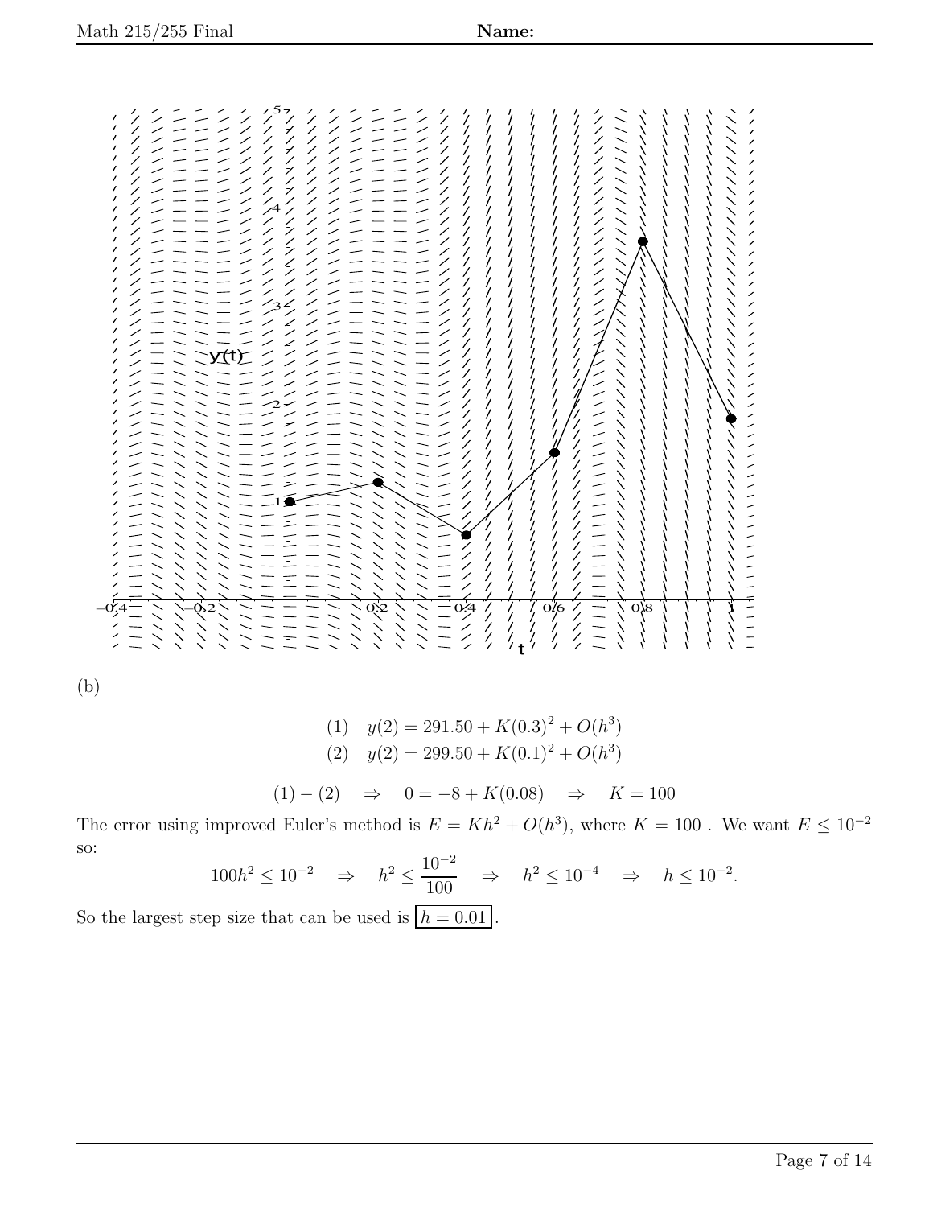(b)

$$(1) \quad y(2) = 291.50 + K(0.3)^2 + O(h^3)$$
$$(2) \quad y(2) = 299.50 + K(0.1)^2 + O(h^3)$$

$$(1) - (2) \quad \Rightarrow \quad 0 = -8 + K(0.08) \quad \Rightarrow \quad K = 100$$

The error using improved Euler's method is $E = Kh^2 + O(h^3)$, where $K = 100$ . We want $E \leq 10^{-2}$ so:

$$100h^2 \leq 10^{-2} \quad \Rightarrow \quad h^2 \leq \frac{10^{-2}}{100} \quad \Rightarrow \quad h^2 \leq 10^{-4} \quad \Rightarrow \quad h \leq 10^{-2}.$$

So the largest step size that can be used is $\boxed{h = 0.01}$.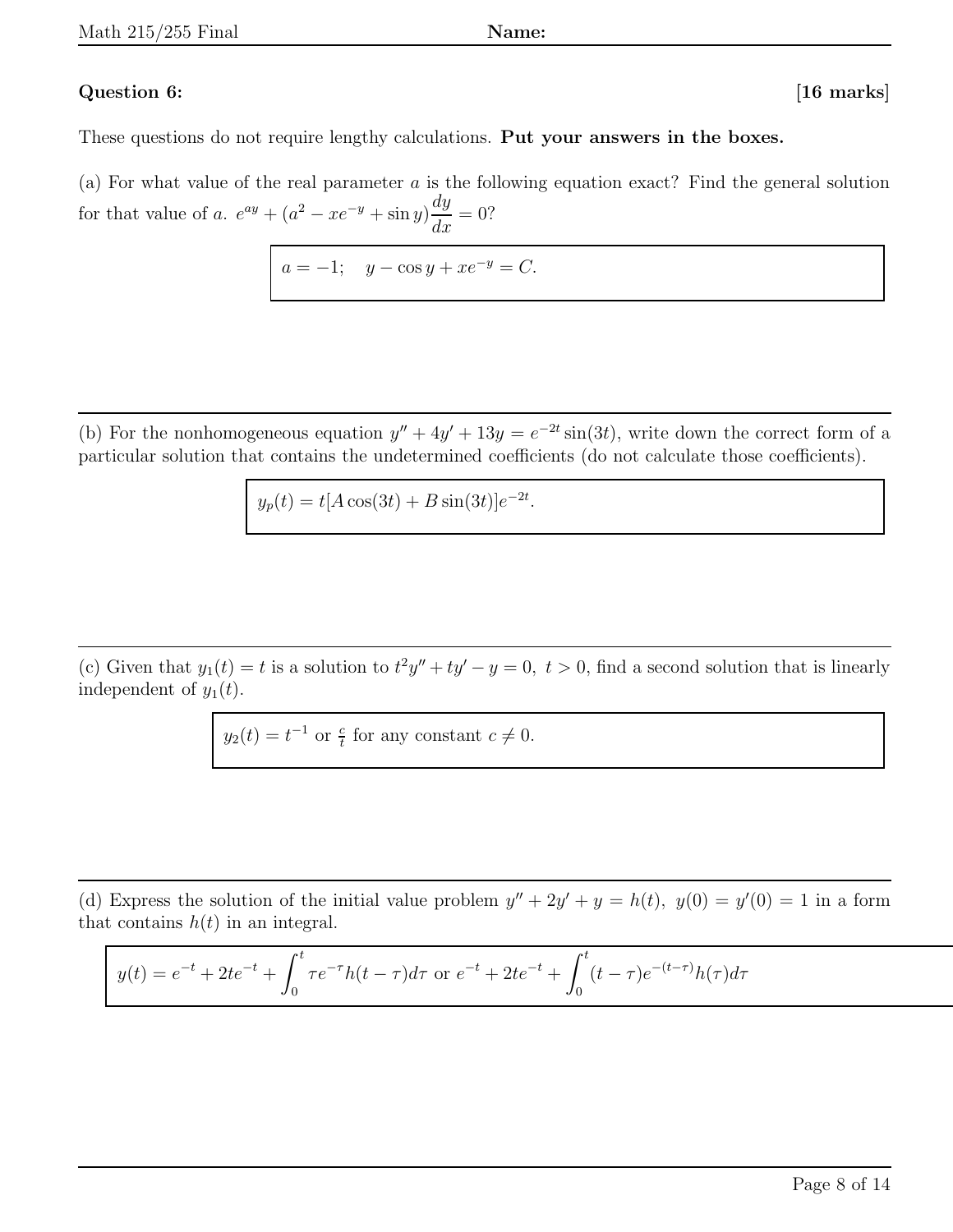**Question 6:** **[16 marks]**

These questions do not require lengthy calculations. **Put your answers in the boxes.**

(a) For what value of the real parameter $a$ is the following equation exact? Find the general solution for that value of $a$. $e^{ay} + (a^2 - xe^{-y} + \sin y)\dfrac{dy}{dx} = 0$?

$a = -1; \quad y - \cos y + xe^{-y} = C.$

---

(b) For the nonhomogeneous equation $y'' + 4y' + 13y = e^{-2t}\sin(3t)$, write down the correct form of a particular solution that contains the undetermined coefficients (do not calculate those coefficients).

$y_p(t) = t[A\cos(3t) + B\sin(3t)]e^{-2t}.$

---

(c) Given that $y_1(t) = t$ is a solution to $t^2y'' + ty' - y = 0,\ t > 0$, find a second solution that is linearly independent of $y_1(t)$.

$y_2(t) = t^{-1}$ or $\frac{c}{t}$ for any constant $c \neq 0$.

---

(d) Express the solution of the initial value problem $y'' + 2y' + y = h(t),\ y(0) = y'(0) = 1$ in a form that contains $h(t)$ in an integral.

$y(t) = e^{-t} + 2te^{-t} + \displaystyle\int_0^t \tau e^{-\tau} h(t-\tau)d\tau$ or $e^{-t} + 2te^{-t} + \displaystyle\int_0^t (t-\tau)e^{-(t-\tau)}h(\tau)d\tau$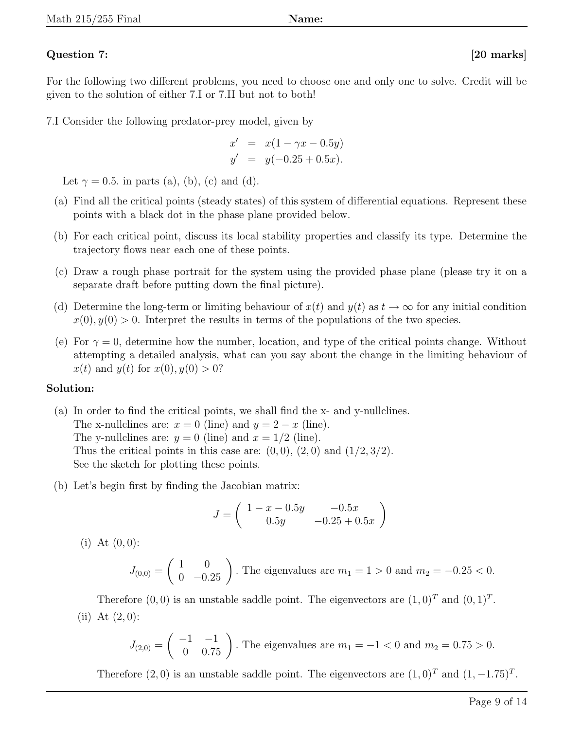**Question 7:** **[20 marks]**

For the following two different problems, you need to choose one and only one to solve. Credit will be given to the solution of either 7.I or 7.II but not to both!

7.I Consider the following predator-prey model, given by

$$
\begin{aligned}
x' &= x(1 - \gamma x - 0.5y) \\
y' &= y(-0.25 + 0.5x).
\end{aligned}
$$

Let $\gamma = 0.5$. in parts (a), (b), (c) and (d).

(a) Find all the critical points (steady states) of this system of differential equations. Represent these points with a black dot in the phase plane provided below.

(b) For each critical point, discuss its local stability properties and classify its type. Determine the trajectory flows near each one of these points.

(c) Draw a rough phase portrait for the system using the provided phase plane (please try it on a separate draft before putting down the final picture).

(d) Determine the long-term or limiting behaviour of $x(t)$ and $y(t)$ as $t \to \infty$ for any initial condition $x(0), y(0) > 0$. Interpret the results in terms of the populations of the two species.

(e) For $\gamma = 0$, determine how the number, location, and type of the critical points change. Without attempting a detailed analysis, what can you say about the change in the limiting behaviour of $x(t)$ and $y(t)$ for $x(0), y(0) > 0$?

**Solution:**

(a) In order to find the critical points, we shall find the x- and y-nullclines.
The x-nullclines are: $x = 0$ (line) and $y = 2 - x$ (line).
The y-nullclines are: $y = 0$ (line) and $x = 1/2$ (line).
Thus the critical points in this case are: $(0, 0)$, $(2, 0)$ and $(1/2, 3/2)$.
See the sketch for plotting these points.

(b) Let's begin first by finding the Jacobian matrix:

$$
J = \begin{pmatrix} 1 - x - 0.5y & -0.5x \\ 0.5y & -0.25 + 0.5x \end{pmatrix}
$$

(i) At $(0, 0)$:

$$
J_{(0,0)} = \begin{pmatrix} 1 & 0 \\ 0 & -0.25 \end{pmatrix}. \text{ The eigenvalues are } m_1 = 1 > 0 \text{ and } m_2 = -0.25 < 0.
$$

Therefore $(0, 0)$ is an unstable saddle point. The eigenvectors are $(1, 0)^T$ and $(0, 1)^T$.

(ii) At $(2, 0)$:

$$
J_{(2,0)} = \begin{pmatrix} -1 & -1 \\ 0 & 0.75 \end{pmatrix}. \text{ The eigenvalues are } m_1 = -1 < 0 \text{ and } m_2 = 0.75 > 0.
$$

Therefore $(2, 0)$ is an unstable saddle point. The eigenvectors are $(1, 0)^T$ and $(1, -1.75)^T$.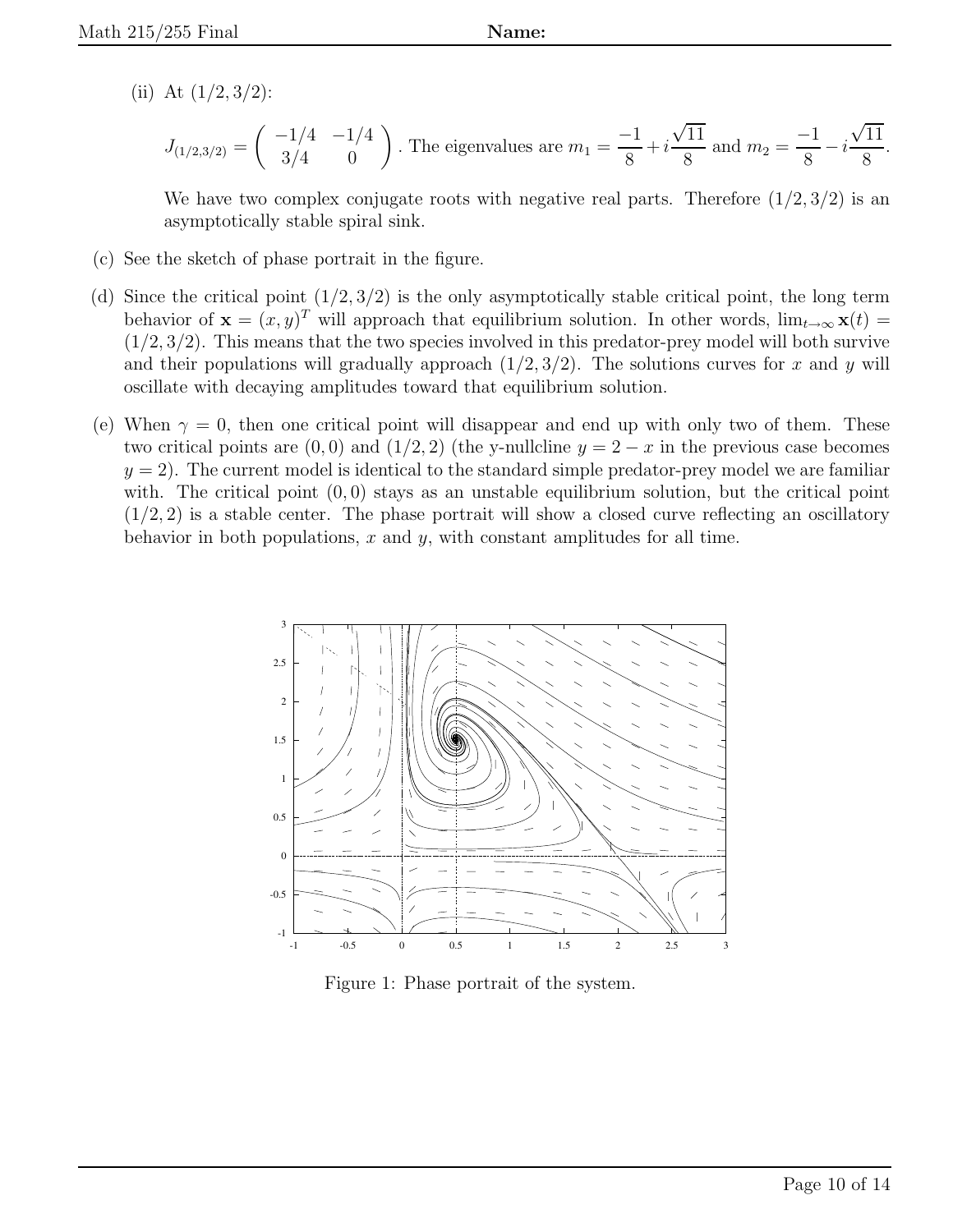(ii) At $(1/2, 3/2)$:

$J_{(1/2,3/2)} = \begin{pmatrix} -1/4 & -1/4 \\ 3/4 & 0 \end{pmatrix}$. The eigenvalues are $m_1 = \dfrac{-1}{8} + i\dfrac{\sqrt{11}}{8}$ and $m_2 = \dfrac{-1}{8} - i\dfrac{\sqrt{11}}{8}$.

We have two complex conjugate roots with negative real parts. Therefore $(1/2, 3/2)$ is an asymptotically stable spiral sink.

(c) See the sketch of phase portrait in the figure.

(d) Since the critical point $(1/2, 3/2)$ is the only asymptotically stable critical point, the long term behavior of $\mathbf{x} = (x, y)^T$ will approach that equilibrium solution. In other words, $\lim_{t\to\infty} \mathbf{x}(t) = (1/2, 3/2)$. This means that the two species involved in this predator-prey model will both survive and their populations will gradually approach $(1/2, 3/2)$. The solutions curves for $x$ and $y$ will oscillate with decaying amplitudes toward that equilibrium solution.

(e) When $\gamma = 0$, then one critical point will disappear and end up with only two of them. These two critical points are $(0, 0)$ and $(1/2, 2)$ (the y-nullcline $y = 2 - x$ in the previous case becomes $y = 2$). The current model is identical to the standard simple predator-prey model we are familiar with. The critical point $(0, 0)$ stays as an unstable equilibrium solution, but the critical point $(1/2, 2)$ is a stable center. The phase portrait will show a closed curve reflecting an oscillatory behavior in both populations, $x$ and $y$, with constant amplitudes for all time.

Figure 1: Phase portrait of the system.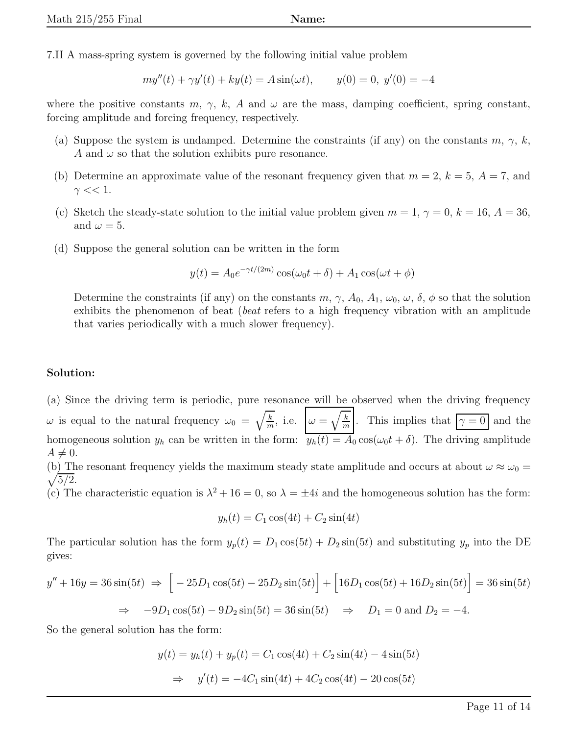7.II A mass-spring system is governed by the following initial value problem

$$my''(t) + \gamma y'(t) + ky(t) = A\sin(\omega t), \qquad y(0) = 0,\ y'(0) = -4$$

where the positive constants $m$, $\gamma$, $k$, $A$ and $\omega$ are the mass, damping coefficient, spring constant, forcing amplitude and forcing frequency, respectively.

(a) Suppose the system is undamped. Determine the constraints (if any) on the constants $m$, $\gamma$, $k$, $A$ and $\omega$ so that the solution exhibits pure resonance.

(b) Determine an approximate value of the resonant frequency given that $m = 2$, $k = 5$, $A = 7$, and $\gamma << 1$.

(c) Sketch the steady-state solution to the initial value problem given $m = 1$, $\gamma = 0$, $k = 16$, $A = 36$, and $\omega = 5$.

(d) Suppose the general solution can be written in the form

$$y(t) = A_0 e^{-\gamma t/(2m)} \cos(\omega_0 t + \delta) + A_1 \cos(\omega t + \phi)$$

Determine the constraints (if any) on the constants $m$, $\gamma$, $A_0$, $A_1$, $\omega_0$, $\omega$, $\delta$, $\phi$ so that the solution exhibits the phenomenon of beat (*beat* refers to a high frequency vibration with an amplitude that varies periodically with a much slower frequency).

**Solution:**

(a) Since the driving term is periodic, pure resonance will be observed when the driving frequency $\omega$ is equal to the natural frequency $\omega_0 = \sqrt{\frac{k}{m}}$, i.e. $\boxed{\omega = \sqrt{\frac{k}{m}}}$. This implies that $\boxed{\gamma = 0}$ and the homogeneous solution $y_h$ can be written in the form: $y_h(t) = A_0 \cos(\omega_0 t + \delta)$. The driving amplitude $A \neq 0$.

(b) The resonant frequency yields the maximum steady state amplitude and occurs at about $\omega \approx \omega_0 = \sqrt{5/2}$.

(c) The characteristic equation is $\lambda^2 + 16 = 0$, so $\lambda = \pm 4i$ and the homogeneous solution has the form:

$$y_h(t) = C_1 \cos(4t) + C_2 \sin(4t)$$

The particular solution has the form $y_p(t) = D_1 \cos(5t) + D_2 \sin(5t)$ and substituting $y_p$ into the DE gives:

$$y'' + 16y = 36\sin(5t) \ \Rightarrow \ \Big[-25D_1\cos(5t) - 25D_2\sin(5t)\Big] + \Big[16D_1\cos(5t) + 16D_2\sin(5t)\Big] = 36\sin(5t)$$

$$\Rightarrow \quad -9D_1\cos(5t) - 9D_2\sin(5t) = 36\sin(5t) \quad \Rightarrow \quad D_1 = 0 \text{ and } D_2 = -4.$$

So the general solution has the form:

$$y(t) = y_h(t) + y_p(t) = C_1\cos(4t) + C_2\sin(4t) - 4\sin(5t)$$

$$\Rightarrow \quad y'(t) = -4C_1\sin(4t) + 4C_2\cos(4t) - 20\cos(5t)$$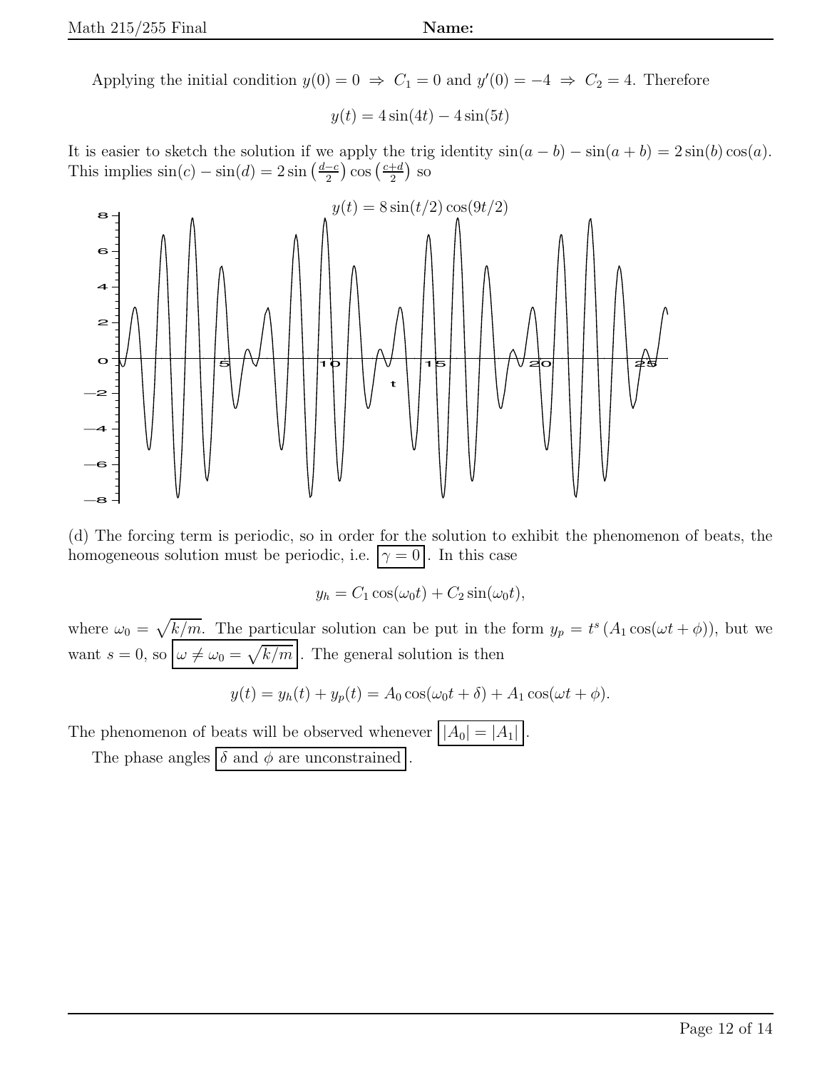Applying the initial condition $y(0) = 0 \;\Rightarrow\; C_1 = 0$ and $y'(0) = -4 \;\Rightarrow\; C_2 = 4$. Therefore

$$y(t) = 4\sin(4t) - 4\sin(5t)$$

It is easier to sketch the solution if we apply the trig identity $\sin(a-b) - \sin(a+b) = 2\sin(b)\cos(a)$. This implies $\sin(c) - \sin(d) = 2\sin\left(\frac{d-c}{2}\right)\cos\left(\frac{c+d}{2}\right)$ so

$$y(t) = 8\sin(t/2)\cos(9t/2)$$

8
6
4
2
0
−2
−4
−6
−8
5
10
15
20
25
t

(d) The forcing term is periodic, so in order for the solution to exhibit the phenomenon of beats, the homogeneous solution must be periodic, i.e. $\boxed{\gamma = 0}$. In this case

$$y_h = C_1\cos(\omega_0 t) + C_2\sin(\omega_0 t),$$

where $\omega_0 = \sqrt{k/m}$. The particular solution can be put in the form $y_p = t^s\left(A_1\cos(\omega t + \phi)\right)$, but we want $s = 0$, so $\boxed{\omega \neq \omega_0 = \sqrt{k/m}}$. The general solution is then

$$y(t) = y_h(t) + y_p(t) = A_0\cos(\omega_0 t + \delta) + A_1\cos(\omega t + \phi).$$

The phenomenon of beats will be observed whenever $\boxed{|A_0| = |A_1|}$.

The phase angles $\boxed{\delta \text{ and } \phi \text{ are unconstrained}}$.